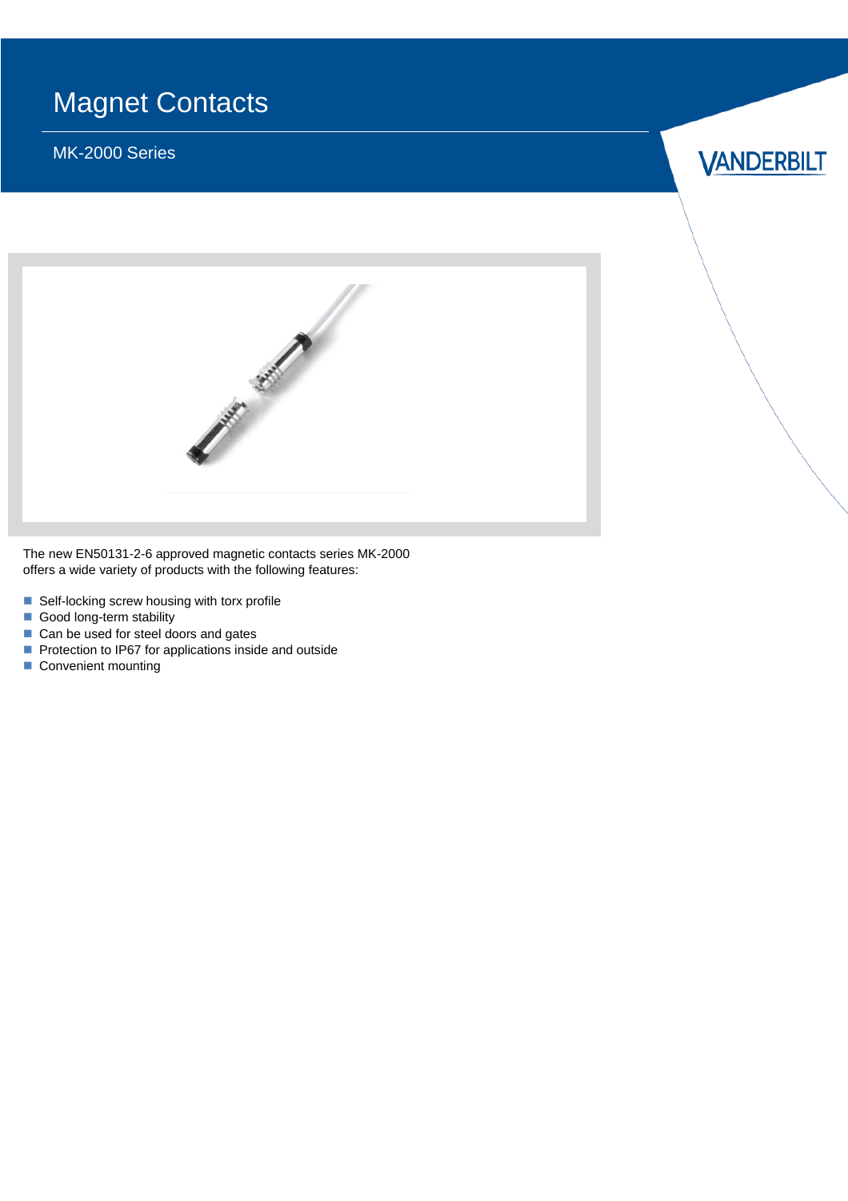# Magnet Contacts

## MK-2000 Series

VANDERBILT

The new EN50131-2-6 approved magnetic contacts series MK-2000 offers a wide variety of products with the following features:

- Self-locking screw housing with torx profile
- Good long-term stability
- Can be used for steel doors and gates
- Protection to IP67 for applications inside and outside
- Convenient mounting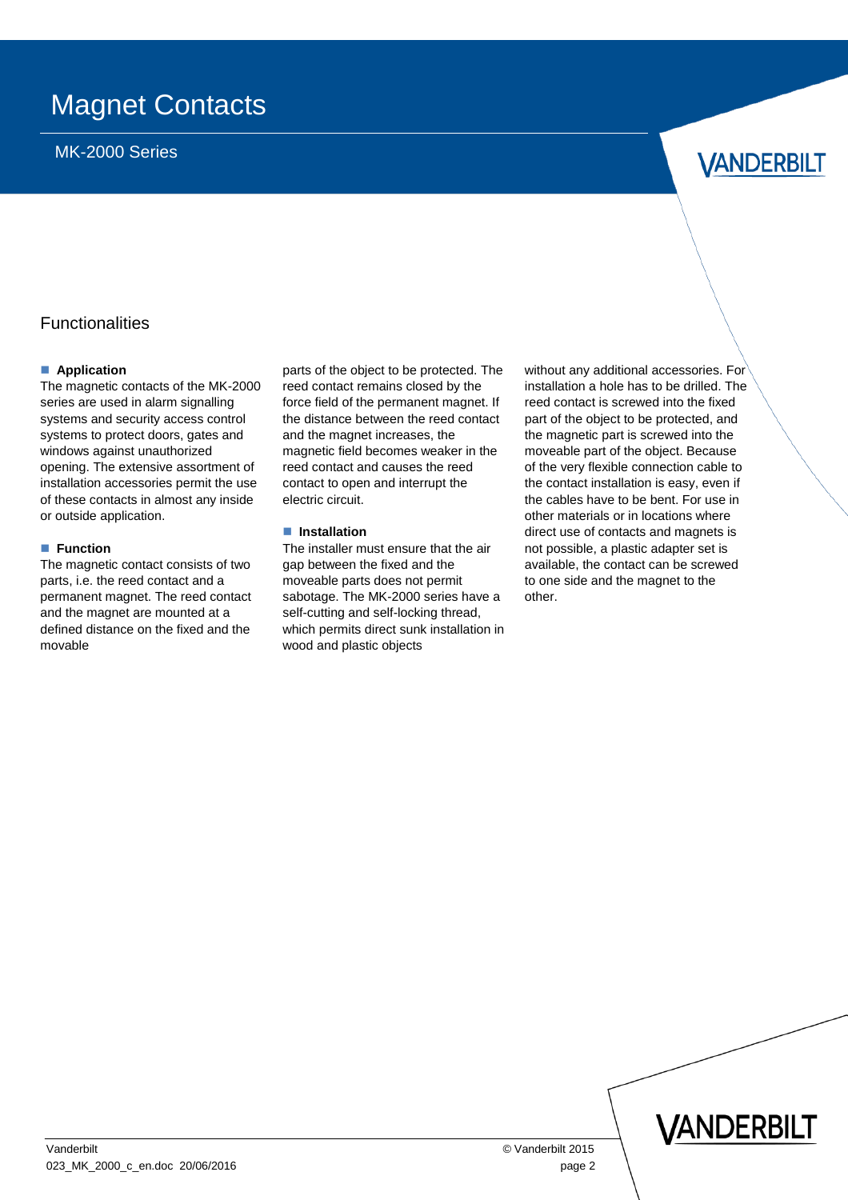## Functionalities

### Application

The magnetic contacts of the MK-2000 series are used in alarm signalling systems and security access control systems to protect doors, gates and windows against unauthorized opening. The extensive assortment of installation accessories permit the use of these contacts in almost any inside or outside application.

### Function

The magnetic contact consists of two parts, i.e. the reed contact and a permanent magnet. The reed contact and the magnet are mounted at a defined distance on the fixed and the movable parts of the object to be protected. The reed contact remains closed by the force field of the permanent magnet. If the distance between the reed contact and the magnet increases, the magnetic field becomes weaker in the reed contact and causes the reed contact to open and interrupt the electric circuit.

### Installation

The installer must ensure that the air gap between the fixed and the moveable parts does not permit sabotage. The MK-2000 series have a self-cutting and self-locking thread, which permits direct sunk installation in wood and plastic objects without any additional accessories. For installation a hole has to be drilled. The reed contact is screwed into the fixed part of the object to be protected, and the magnetic part is screwed into the moveable part of the object. Because of the very flexible connection cable to the contact installation is easy, even if the cables have to be bent. For use in other materials or in locations where direct use of contacts and magnets is not possible, a plastic adapter set is available, the contact can be screwed to one side and the magnet to the other.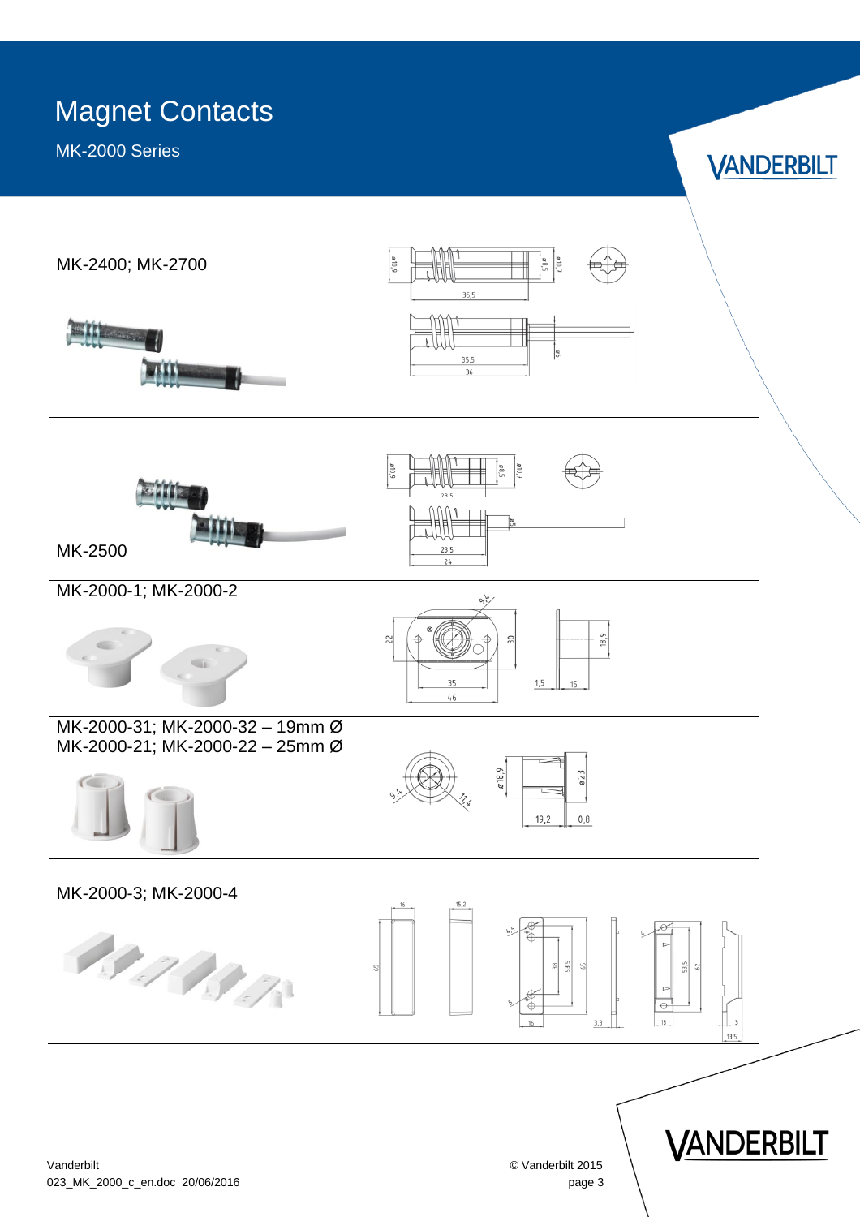# Magnet Contacts

## MK-2000 Series

MK-2400; MK-2700

35,5

35,5

36

MK-2500

23,5

24

MK-2000-1; MK-2000-2

22

30

35

46

1,5

15

18,9

MK-2000-31; MK-2000-32 – 19mm Ø
MK-2000-21; MK-2000-22 – 25mm Ø

ø 18,9

ø 23

19,2

0,8

MK-2000-3; MK-2000-4

16

15,2

65

38

53,5

65

16

3,3

13

53,5

62

3

13,5

Vanderbilt
023_MK_2000_c_en.doc 20/06/2016

© Vanderbilt 2015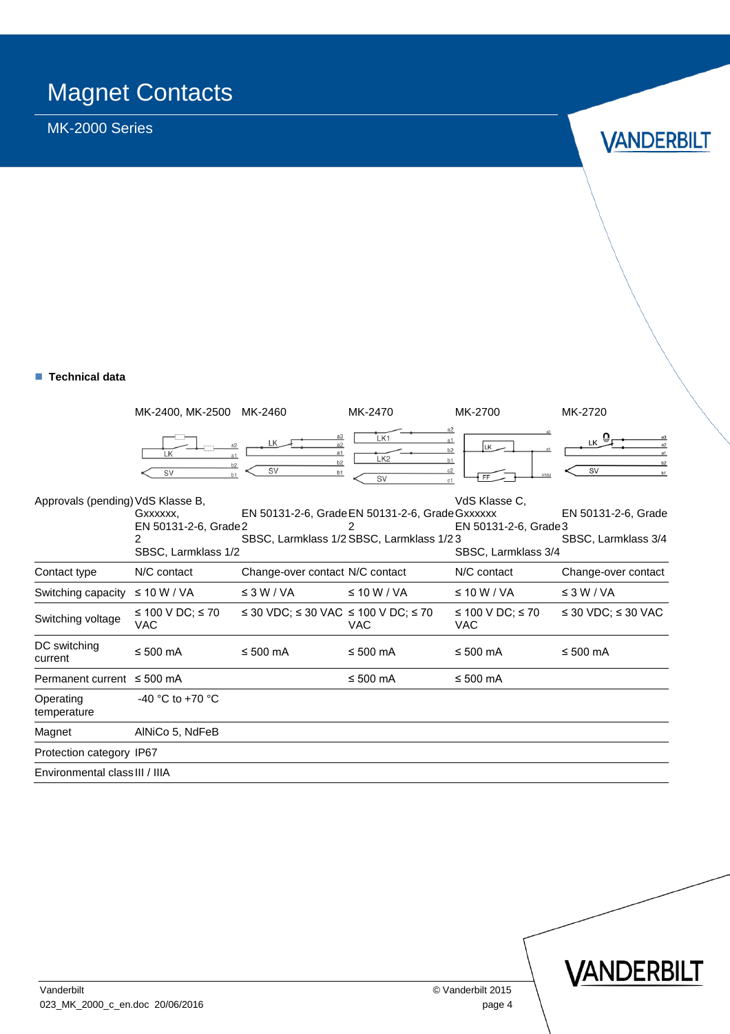# Magnet Contacts

MK-2000 Series

## Technical data

| | MK-2400, MK-2500 | MK-2460 | MK-2470 | MK-2700 | MK-2720 |
|---|---|---|---|---|---|
| | LK, SV, a2, a1, b2, b1 | LK, SV, a3, a2, a1, b2, b1 | LK1, LK2, SV, a2, a1, b2, b1, c2, c1 | LK, FF, a2, a1, b1b2 | LK, SV, a3, a2, a1, b2, b1 |
| Approvals (pending) | VdS Klasse B, Gxxxxxx, EN 50131-2-6, Grade 2 SBSC, Larmklass 1/2 | EN 50131-2-6, Grade 2 SBSC, Larmklass 1/2 | EN 50131-2-6, Grade 2 SBSC, Larmklass 1/2 | VdS Klasse C, Gxxxxxx EN 50131-2-6, Grade 3 SBSC, Larmklass 3/4 | EN 50131-2-6, Grade 3 SBSC, Larmklass 3/4 |
| Contact type | N/C contact | Change-over contact | N/C contact | N/C contact | Change-over contact |
| Switching capacity | ≤ 10 W / VA | ≤ 3 W / VA | ≤ 10 W / VA | ≤ 10 W / VA | ≤ 3 W / VA |
| Switching voltage | ≤ 100 V DC; ≤ 70 VAC | ≤ 30 VDC; ≤ 30 VAC | ≤ 100 V DC; ≤ 70 VAC | ≤ 100 V DC; ≤ 70 VAC | ≤ 30 VDC; ≤ 30 VAC |
| DC switching current | ≤ 500 mA | ≤ 500 mA | ≤ 500 mA | ≤ 500 mA | ≤ 500 mA |
| Permanent current | ≤ 500 mA | | ≤ 500 mA | ≤ 500 mA | |
| Operating temperature | -40 °C to +70 °C | | | | |
| Magnet | AlNiCo 5, NdFeB | | | | |
| Protection category | IP67 | | | | |
| Environmental class | III / IIIA | | | | |

Vanderbilt
023_MK_2000_c_en.doc 20/06/2016

© Vanderbilt 2015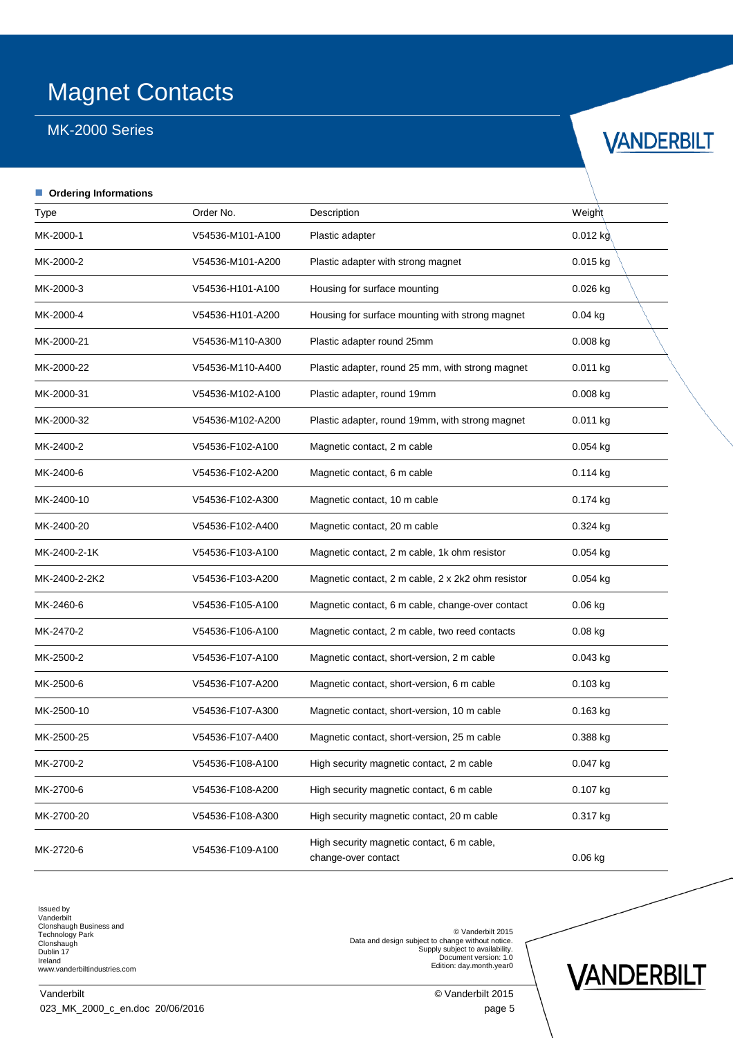# Magnet Contacts

## MK-2000 Series

### Ordering Informations

| Type | Order No. | Description | Weight |
|---|---|---|---|
| MK-2000-1 | V54536-M101-A100 | Plastic adapter | 0.012 kg |
| MK-2000-2 | V54536-M101-A200 | Plastic adapter with strong magnet | 0.015 kg |
| MK-2000-3 | V54536-H101-A100 | Housing for surface mounting | 0.026 kg |
| MK-2000-4 | V54536-H101-A200 | Housing for surface mounting with strong magnet | 0.04 kg |
| MK-2000-21 | V54536-M110-A300 | Plastic adapter round 25mm | 0.008 kg |
| MK-2000-22 | V54536-M110-A400 | Plastic adapter, round 25 mm, with strong magnet | 0.011 kg |
| MK-2000-31 | V54536-M102-A100 | Plastic adapter, round 19mm | 0.008 kg |
| MK-2000-32 | V54536-M102-A200 | Plastic adapter, round 19mm, with strong magnet | 0.011 kg |
| MK-2400-2 | V54536-F102-A100 | Magnetic contact, 2 m cable | 0.054 kg |
| MK-2400-6 | V54536-F102-A200 | Magnetic contact, 6 m cable | 0.114 kg |
| MK-2400-10 | V54536-F102-A300 | Magnetic contact, 10 m cable | 0.174 kg |
| MK-2400-20 | V54536-F102-A400 | Magnetic contact, 20 m cable | 0.324 kg |
| MK-2400-2-1K | V54536-F103-A100 | Magnetic contact, 2 m cable, 1k ohm resistor | 0.054 kg |
| MK-2400-2-2K2 | V54536-F103-A200 | Magnetic contact, 2 m cable, 2 x 2k2 ohm resistor | 0.054 kg |
| MK-2460-6 | V54536-F105-A100 | Magnetic contact, 6 m cable, change-over contact | 0.06 kg |
| MK-2470-2 | V54536-F106-A100 | Magnetic contact, 2 m cable, two reed contacts | 0.08 kg |
| MK-2500-2 | V54536-F107-A100 | Magnetic contact, short-version, 2 m cable | 0.043 kg |
| MK-2500-6 | V54536-F107-A200 | Magnetic contact, short-version, 6 m cable | 0.103 kg |
| MK-2500-10 | V54536-F107-A300 | Magnetic contact, short-version, 10 m cable | 0.163 kg |
| MK-2500-25 | V54536-F107-A400 | Magnetic contact, short-version, 25 m cable | 0.388 kg |
| MK-2700-2 | V54536-F108-A100 | High security magnetic contact, 2 m cable | 0.047 kg |
| MK-2700-6 | V54536-F108-A200 | High security magnetic contact, 6 m cable | 0.107 kg |
| MK-2700-20 | V54536-F108-A300 | High security magnetic contact, 20 m cable | 0.317 kg |
| MK-2720-6 | V54536-F109-A100 | High security magnetic contact, 6 m cable, change-over contact | 0.06 kg |

Issued by
Vanderbilt
Clonshaugh Business and Technology Park
Clonshaugh
Dublin 17
Ireland
www.vanderbiltindustries.com

© Vanderbilt 2015
Data and design subject to change without notice.
Supply subject to availability.
Document version: 1.0
Edition: day.month.year0